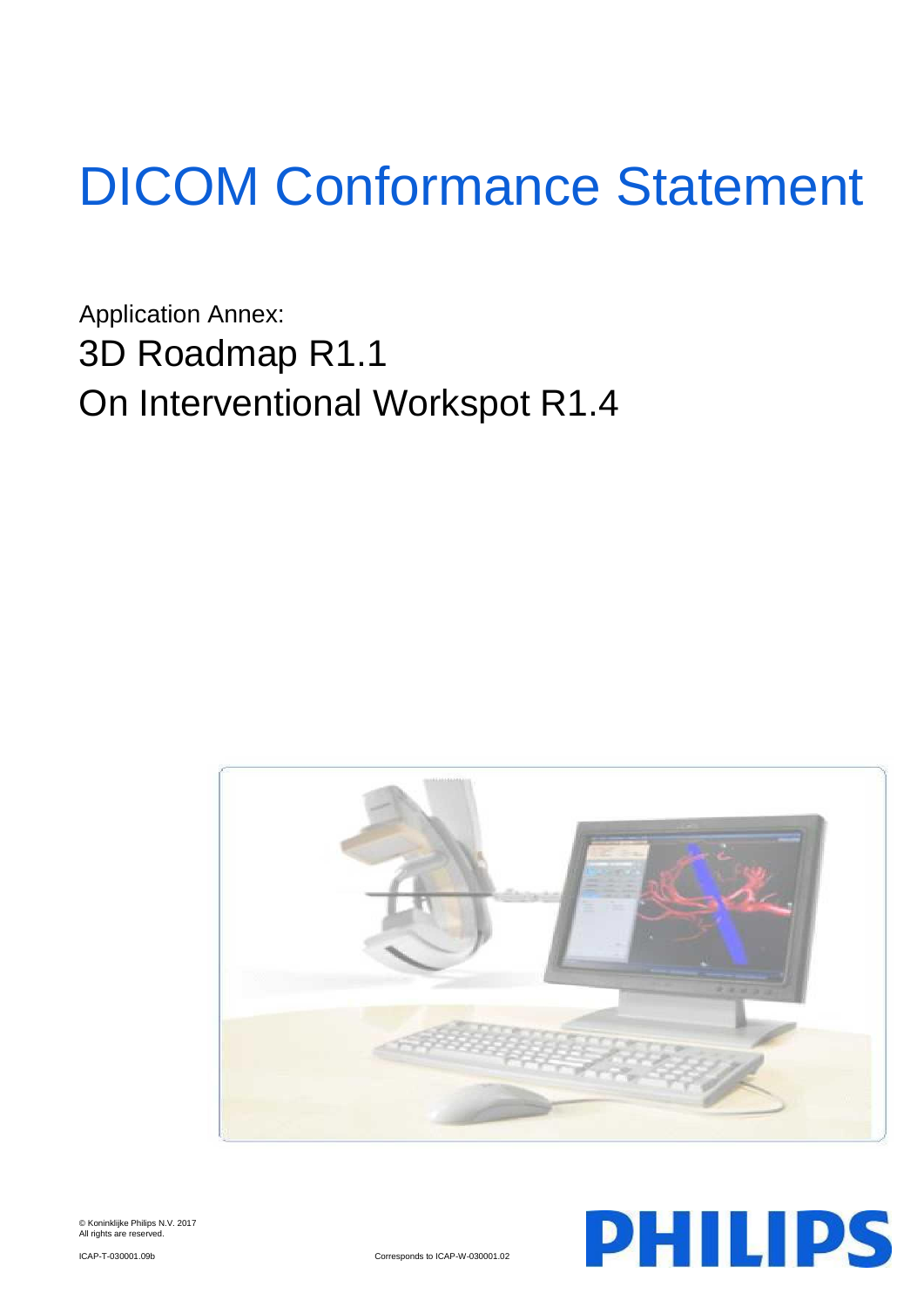# DICOM Conformance Statement

Application Annex:

## 3D Roadmap R1.1

## On Interventional Workspot R1.4

© Koninklijke Philips N.V. 2017
All rights reserved.

ICAP-T-030001.09b

Corresponds to ICAP-W-030001.02

PHILIPS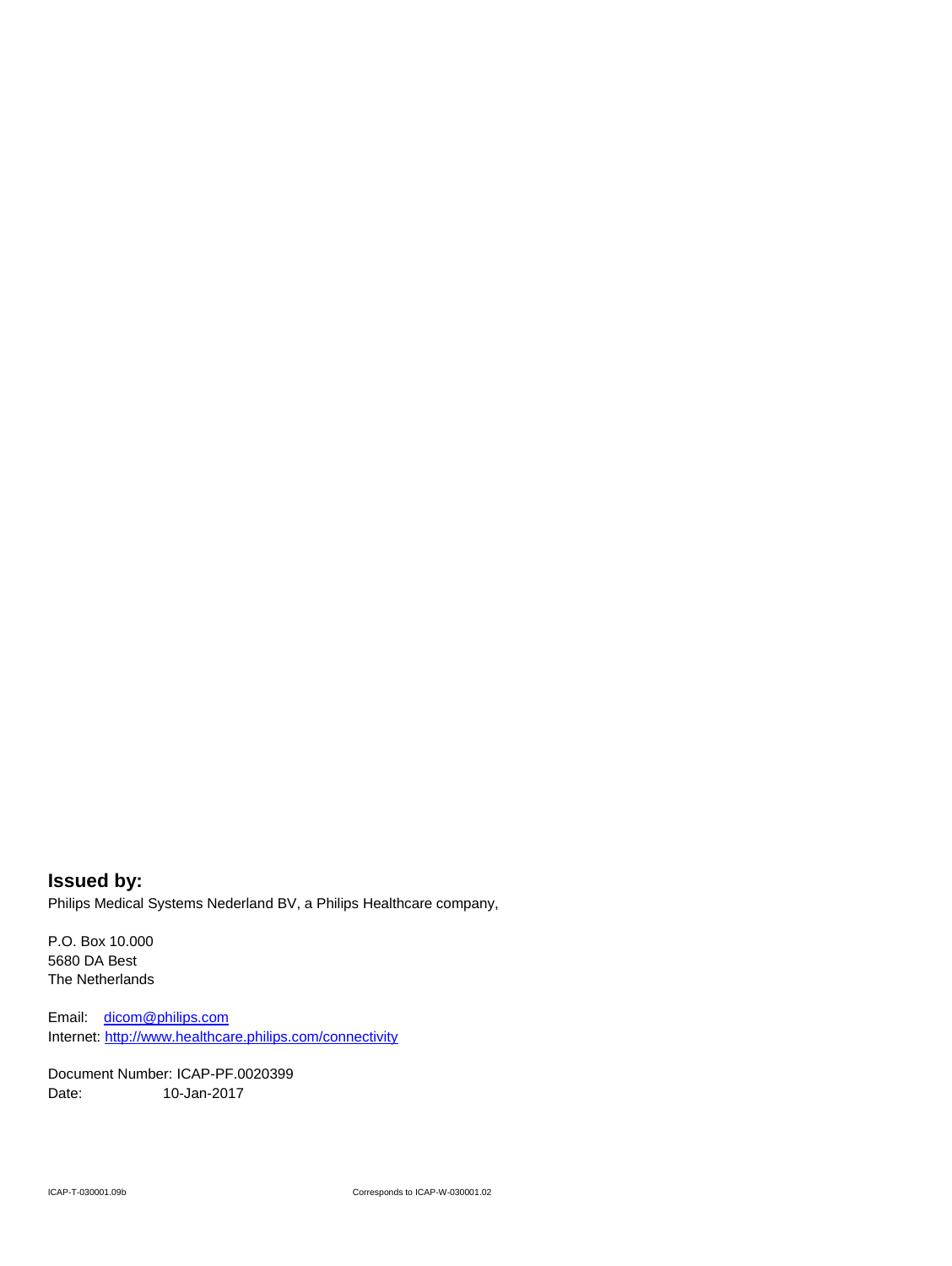## Issued by:

Philips Medical Systems Nederland BV, a Philips Healthcare company,

P.O. Box 10.000
5680 DA Best
The Netherlands

Email: dicom@philips.com
Internet: http://www.healthcare.philips.com/connectivity

Document Number: ICAP-PF.0020399
Date: 10-Jan-2017

ICAP-T-030001.09b Corresponds to ICAP-W-030001.02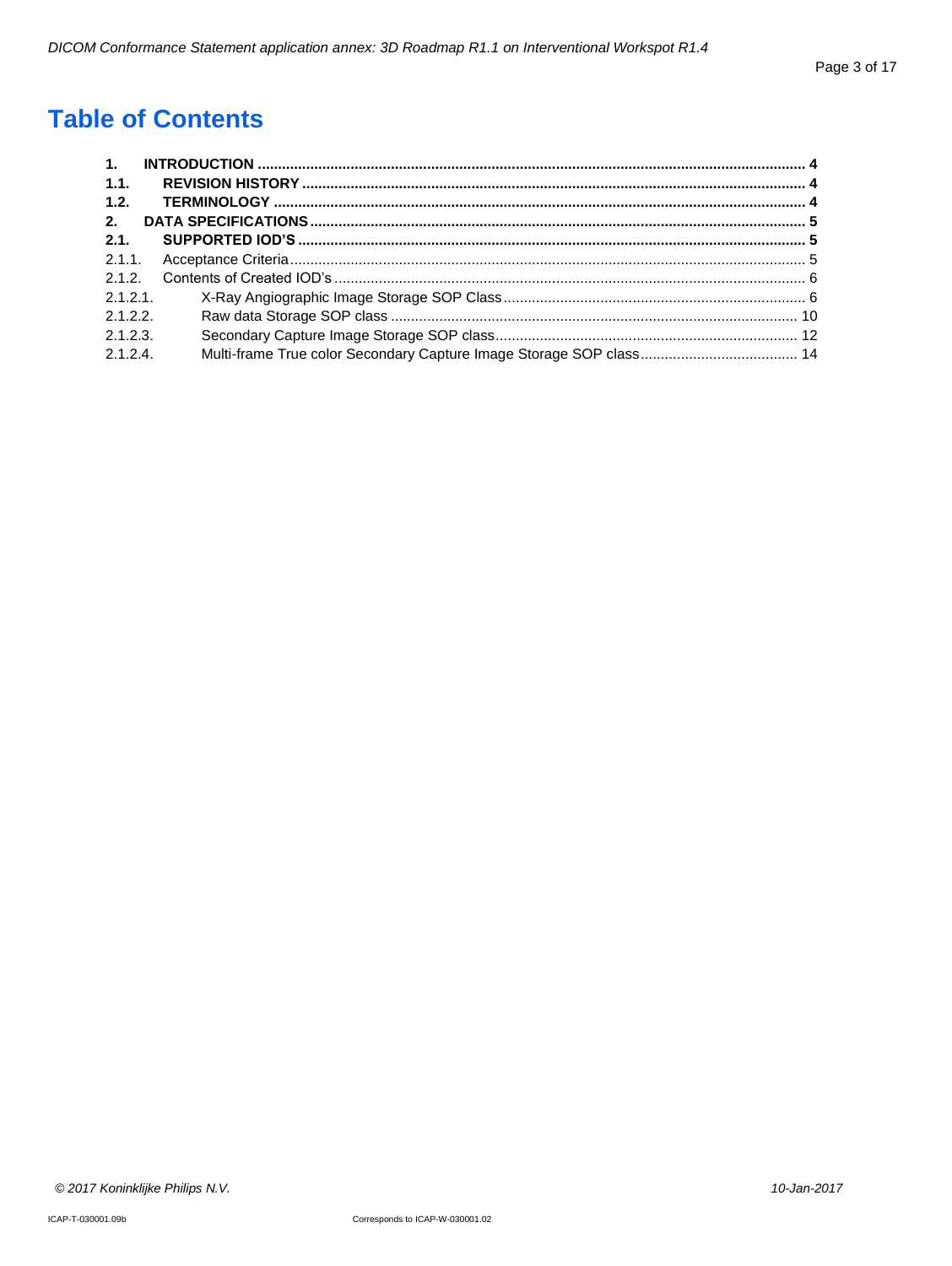# Table of Contents

**1. INTRODUCTION** ..................................................... **4**

**1.1. REVISION HISTORY** ..................................................... **4**

**1.2. TERMINOLOGY** ..................................................... **4**

**2. DATA SPECIFICATIONS** ..................................................... **5**

**2.1. SUPPORTED IOD'S** ..................................................... **5**

2.1.1. Acceptance Criteria ..................................................... 5

2.1.2. Contents of Created IOD's ..................................................... 6

2.1.2.1. X-Ray Angiographic Image Storage SOP Class ..................................................... 6

2.1.2.2. Raw data Storage SOP class ..................................................... 10

2.1.2.3. Secondary Capture Image Storage SOP class ..................................................... 12

2.1.2.4. Multi-frame True color Secondary Capture Image Storage SOP class ..................................................... 14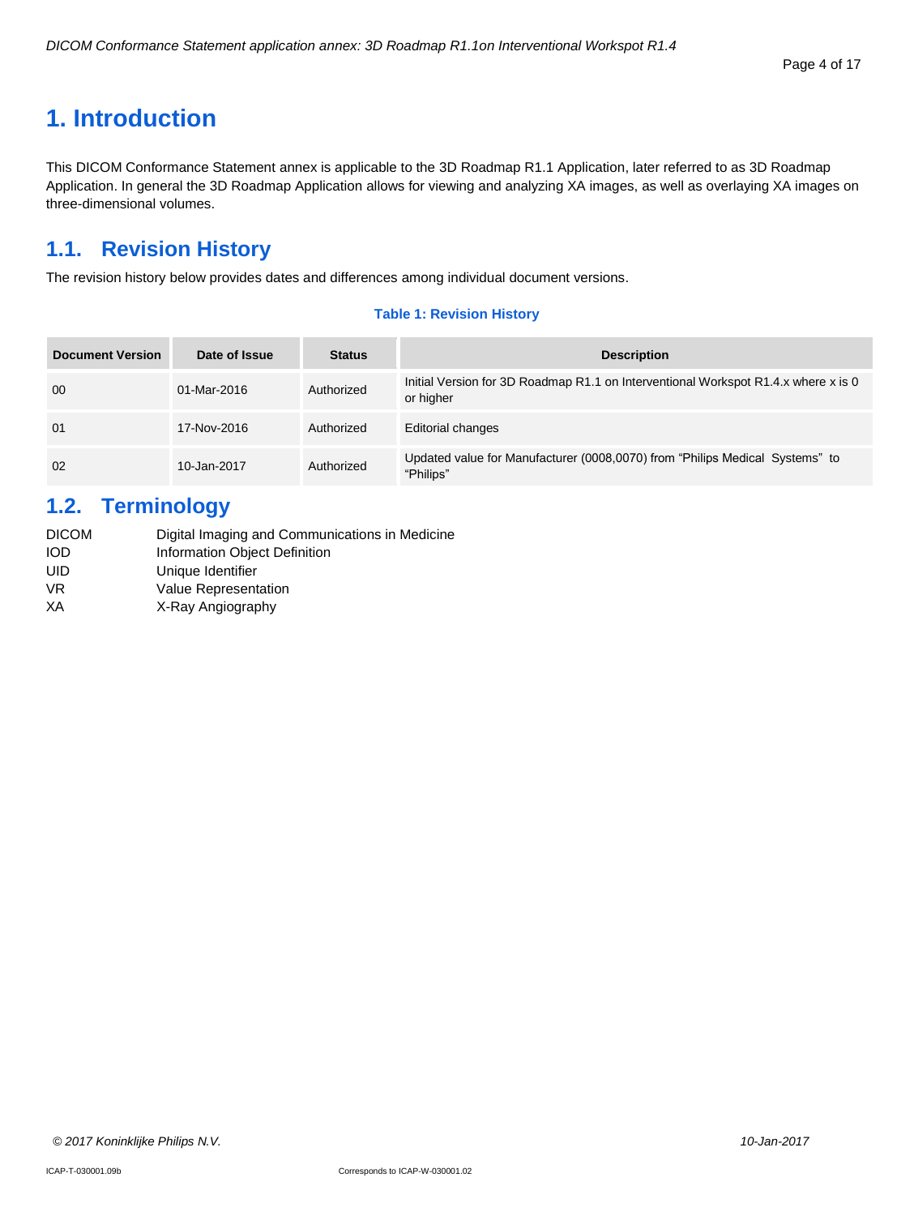# 1. Introduction

This DICOM Conformance Statement annex is applicable to the 3D Roadmap R1.1 Application, later referred to as 3D Roadmap Application. In general the 3D Roadmap Application allows for viewing and analyzing XA images, as well as overlaying XA images on three-dimensional volumes.

## 1.1. Revision History

The revision history below provides dates and differences among individual document versions.

**Table 1: Revision History**

| Document Version | Date of Issue | Status | Description |
|---|---|---|---|
| 00 | 01-Mar-2016 | Authorized | Initial Version for 3D Roadmap R1.1 on Interventional Workspot R1.4.x where x is 0 or higher |
| 01 | 17-Nov-2016 | Authorized | Editorial changes |
| 02 | 10-Jan-2017 | Authorized | Updated value for Manufacturer (0008,0070) from "Philips Medical Systems" to "Philips" |

## 1.2. Terminology

| | |
|---|---|
| DICOM | Digital Imaging and Communications in Medicine |
| IOD | Information Object Definition |
| UID | Unique Identifier |
| VR | Value Representation |
| XA | X-Ray Angiography |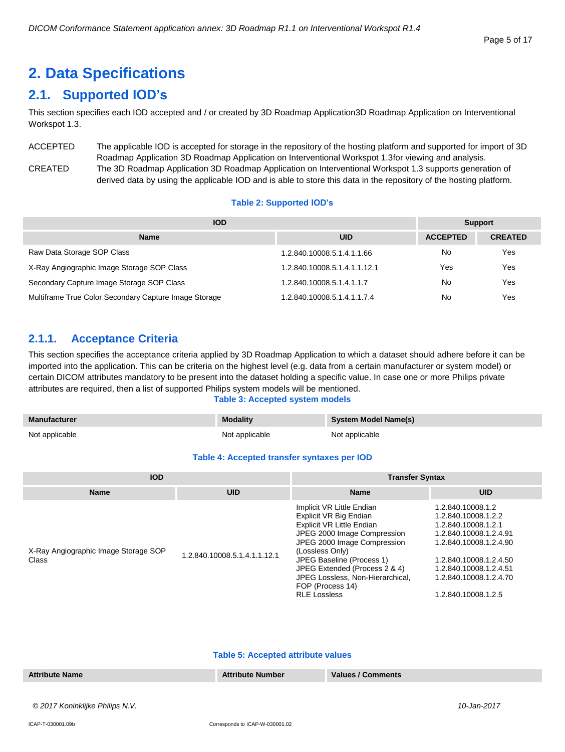# 2. Data Specifications

## 2.1. Supported IOD's

This section specifies each IOD accepted and / or created by 3D Roadmap Application3D Roadmap Application on Interventional Workspot 1.3.

ACCEPTED — The applicable IOD is accepted for storage in the repository of the hosting platform and supported for import of 3D Roadmap Application 3D Roadmap Application on Interventional Workspot 1.3for viewing and analysis.

CREATED — The 3D Roadmap Application 3D Roadmap Application on Interventional Workspot 1.3 supports generation of derived data by using the applicable IOD and is able to store this data in the repository of the hosting platform.

**Table 2: Supported IOD's**

| IOD | | Support | |
|---|---|---|---|
| **Name** | **UID** | **ACCEPTED** | **CREATED** |
| Raw Data Storage SOP Class | 1.2.840.10008.5.1.4.1.1.66 | No | Yes |
| X-Ray Angiographic Image Storage SOP Class | 1.2.840.10008.5.1.4.1.1.12.1 | Yes | Yes |
| Secondary Capture Image Storage SOP Class | 1.2.840.10008.5.1.4.1.1.7 | No | Yes |
| Multiframe True Color Secondary Capture Image Storage | 1.2.840.10008.5.1.4.1.1.7.4 | No | Yes |

### 2.1.1. Acceptance Criteria

This section specifies the acceptance criteria applied by 3D Roadmap Application to which a dataset should adhere before it can be imported into the application. This can be criteria on the highest level (e.g. data from a certain manufacturer or system model) or certain DICOM attributes mandatory to be present into the dataset holding a specific value. In case one or more Philips private attributes are required, then a list of supported Philips system models will be mentioned.

**Table 3: Accepted system models**

| Manufacturer | Modality | System Model Name(s) |
|---|---|---|
| Not applicable | Not applicable | Not applicable |

**Table 4: Accepted transfer syntaxes per IOD**

| IOD | | Transfer Syntax | |
|---|---|---|---|
| **Name** | **UID** | **Name** | **UID** |
| X-Ray Angiographic Image Storage SOP Class | 1.2.840.10008.5.1.4.1.1.12.1 | Implicit VR Little Endian | 1.2.840.10008.1.2 |
| | | Explicit VR Big Endian | 1.2.840.10008.1.2.2 |
| | | Explicit VR Little Endian | 1.2.840.10008.1.2.1 |
| | | JPEG 2000 Image Compression | 1.2.840.10008.1.2.4.91 |
| | | JPEG 2000 Image Compression (Lossless Only) | 1.2.840.10008.1.2.4.90 |
| | | JPEG Baseline (Process 1) | 1.2.840.10008.1.2.4.50 |
| | | JPEG Extended (Process 2 & 4) | 1.2.840.10008.1.2.4.51 |
| | | JPEG Lossless, Non-Hierarchical, FOP (Process 14) | 1.2.840.10008.1.2.4.70 |
| | | RLE Lossless | 1.2.840.10008.1.2.5 |

**Table 5: Accepted attribute values**

| Attribute Name | Attribute Number | Values / Comments |
|---|---|---|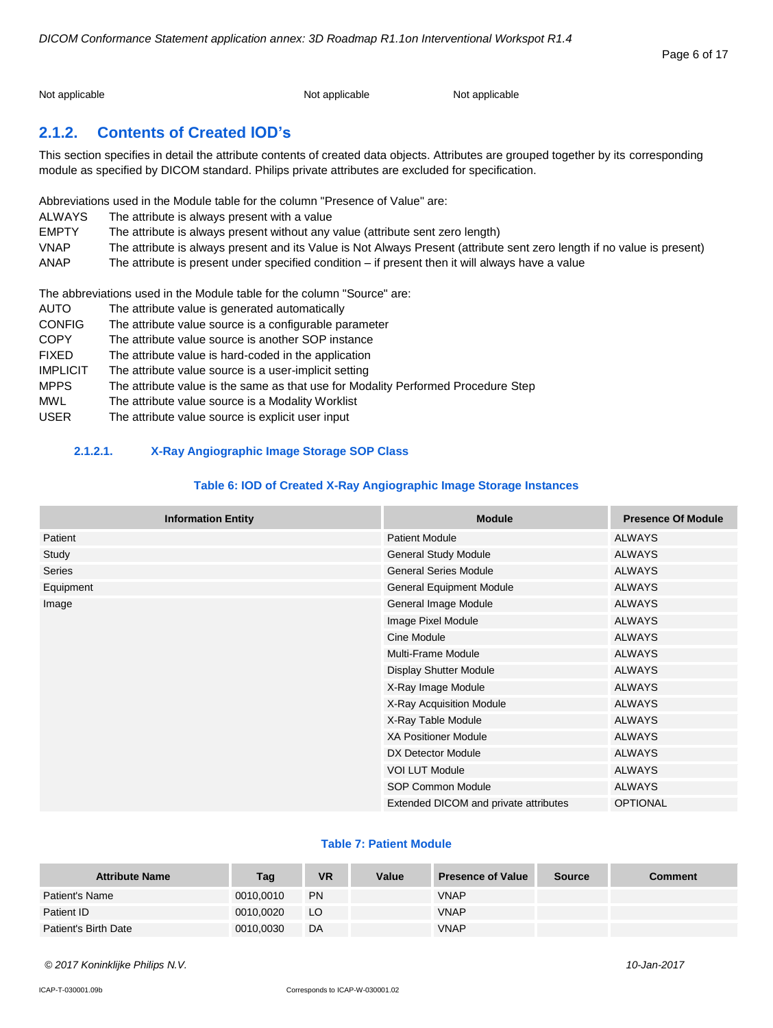| Not applicable | Not applicable | Not applicable |
|---|---|---|

## 2.1.2. Contents of Created IOD's

This section specifies in detail the attribute contents of created data objects. Attributes are grouped together by its corresponding module as specified by DICOM standard. Philips private attributes are excluded for specification.

Abbreviations used in the Module table for the column "Presence of Value" are:

| | |
|---|---|
| ALWAYS | The attribute is always present with a value |
| EMPTY | The attribute is always present without any value (attribute sent zero length) |
| VNAP | The attribute is always present and its Value is Not Always Present (attribute sent zero length if no value is present) |
| ANAP | The attribute is present under specified condition – if present then it will always have a value |

The abbreviations used in the Module table for the column "Source" are:

| | |
|---|---|
| AUTO | The attribute value is generated automatically |
| CONFIG | The attribute value source is a configurable parameter |
| COPY | The attribute value source is another SOP instance |
| FIXED | The attribute value is hard-coded in the application |
| IMPLICIT | The attribute value source is a user-implicit setting |
| MPPS | The attribute value is the same as that use for Modality Performed Procedure Step |
| MWL | The attribute value source is a Modality Worklist |
| USER | The attribute value source is explicit user input |

### 2.1.2.1. X-Ray Angiographic Image Storage SOP Class

**Table 6: IOD of Created X-Ray Angiographic Image Storage Instances**

| Information Entity | Module | Presence Of Module |
|---|---|---|
| Patient | Patient Module | ALWAYS |
| Study | General Study Module | ALWAYS |
| Series | General Series Module | ALWAYS |
| Equipment | General Equipment Module | ALWAYS |
| Image | General Image Module | ALWAYS |
| | Image Pixel Module | ALWAYS |
| | Cine Module | ALWAYS |
| | Multi-Frame Module | ALWAYS |
| | Display Shutter Module | ALWAYS |
| | X-Ray Image Module | ALWAYS |
| | X-Ray Acquisition Module | ALWAYS |
| | X-Ray Table Module | ALWAYS |
| | XA Positioner Module | ALWAYS |
| | DX Detector Module | ALWAYS |
| | VOI LUT Module | ALWAYS |
| | SOP Common Module | ALWAYS |
| | Extended DICOM and private attributes | OPTIONAL |

**Table 7: Patient Module**

| Attribute Name | Tag | VR | Value | Presence of Value | Source | Comment |
|---|---|---|---|---|---|---|
| Patient's Name | 0010,0010 | PN | | VNAP | | |
| Patient ID | 0010,0020 | LO | | VNAP | | |
| Patient's Birth Date | 0010,0030 | DA | | VNAP | | |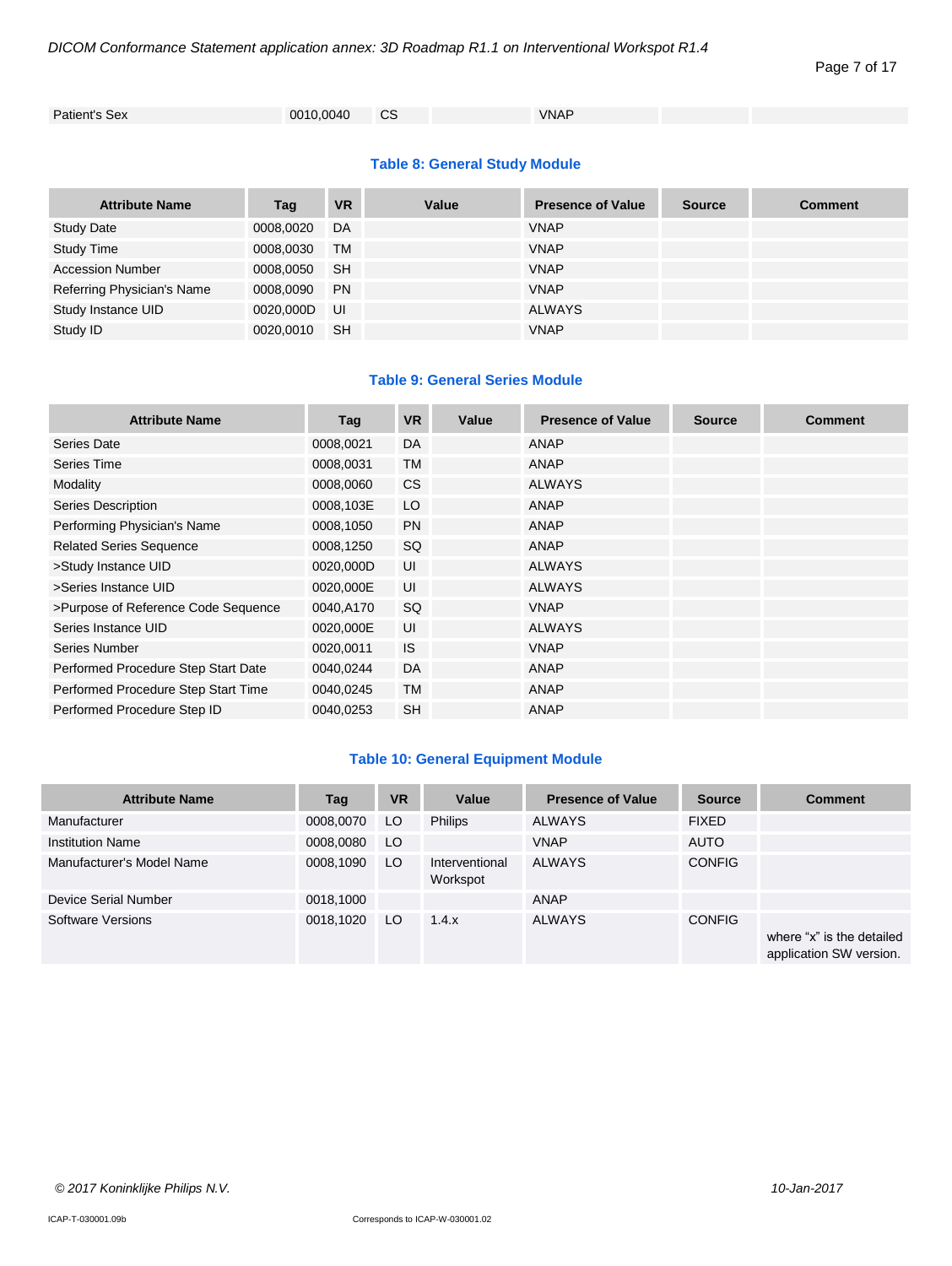| Patient's Sex | 0010,0040 | CS | | VNAP | | |
|---|---|---|---|---|---|---|

**Table 8: General Study Module**

| Attribute Name | Tag | VR | Value | Presence of Value | Source | Comment |
|---|---|---|---|---|---|---|
| Study Date | 0008,0020 | DA | | VNAP | | |
| Study Time | 0008,0030 | TM | | VNAP | | |
| Accession Number | 0008,0050 | SH | | VNAP | | |
| Referring Physician's Name | 0008,0090 | PN | | VNAP | | |
| Study Instance UID | 0020,000D | UI | | ALWAYS | | |
| Study ID | 0020,0010 | SH | | VNAP | | |

**Table 9: General Series Module**

| Attribute Name | Tag | VR | Value | Presence of Value | Source | Comment |
|---|---|---|---|---|---|---|
| Series Date | 0008,0021 | DA | | ANAP | | |
| Series Time | 0008,0031 | TM | | ANAP | | |
| Modality | 0008,0060 | CS | | ALWAYS | | |
| Series Description | 0008,103E | LO | | ANAP | | |
| Performing Physician's Name | 0008,1050 | PN | | ANAP | | |
| Related Series Sequence | 0008,1250 | SQ | | ANAP | | |
| >Study Instance UID | 0020,000D | UI | | ALWAYS | | |
| >Series Instance UID | 0020,000E | UI | | ALWAYS | | |
| >Purpose of Reference Code Sequence | 0040,A170 | SQ | | VNAP | | |
| Series Instance UID | 0020,000E | UI | | ALWAYS | | |
| Series Number | 0020,0011 | IS | | VNAP | | |
| Performed Procedure Step Start Date | 0040,0244 | DA | | ANAP | | |
| Performed Procedure Step Start Time | 0040,0245 | TM | | ANAP | | |
| Performed Procedure Step ID | 0040,0253 | SH | | ANAP | | |

**Table 10: General Equipment Module**

| Attribute Name | Tag | VR | Value | Presence of Value | Source | Comment |
|---|---|---|---|---|---|---|
| Manufacturer | 0008,0070 | LO | Philips | ALWAYS | FIXED | |
| Institution Name | 0008,0080 | LO | | VNAP | AUTO | |
| Manufacturer's Model Name | 0008,1090 | LO | Interventional Workspot | ALWAYS | CONFIG | |
| Device Serial Number | 0018,1000 | | | ANAP | | |
| Software Versions | 0018,1020 | LO | 1.4.x | ALWAYS | CONFIG | where "x" is the detailed application SW version. |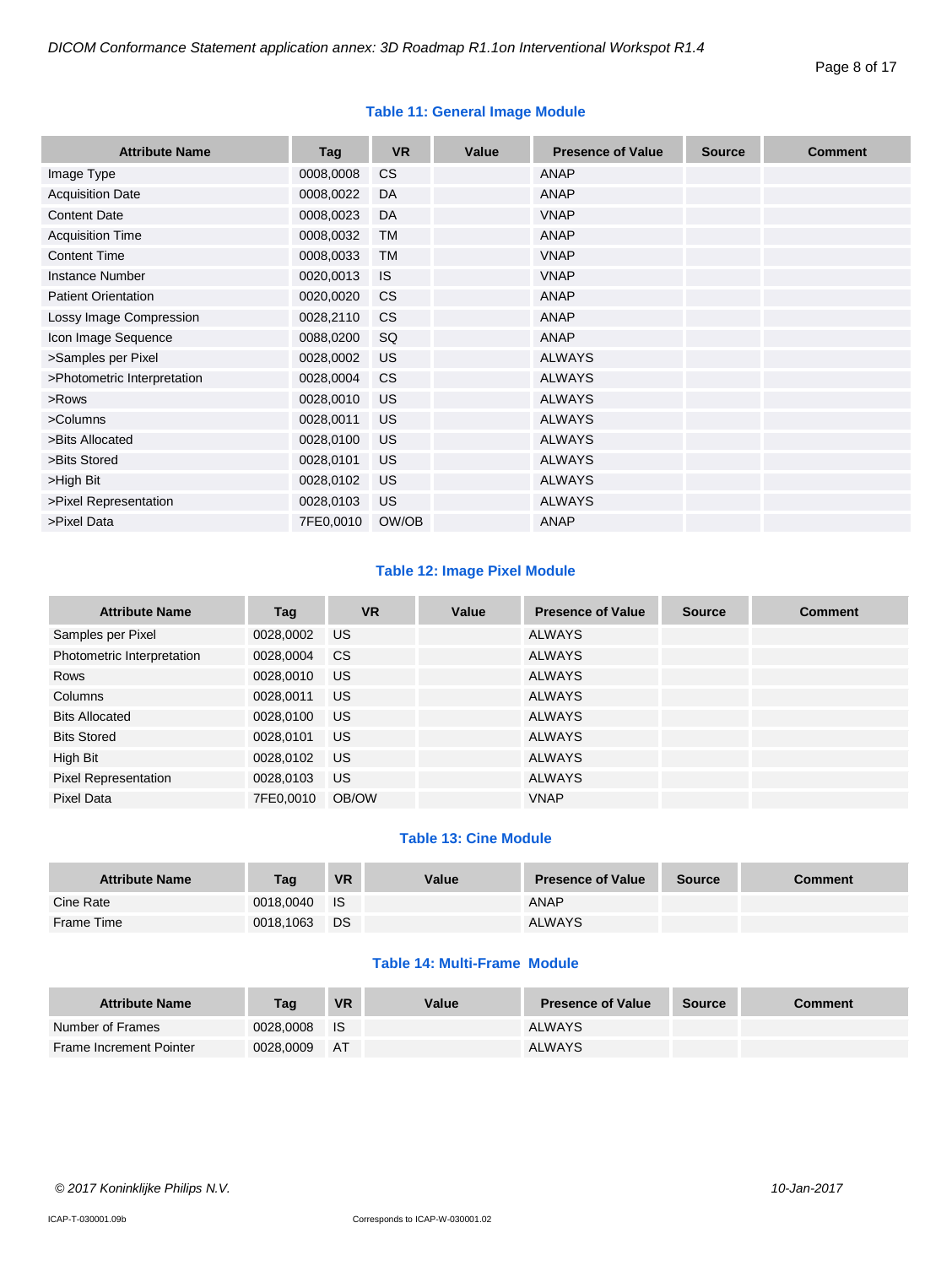**Table 11: General Image Module**

| Attribute Name | Tag | VR | Value | Presence of Value | Source | Comment |
|---|---|---|---|---|---|---|
| Image Type | 0008,0008 | CS | | ANAP | | |
| Acquisition Date | 0008,0022 | DA | | ANAP | | |
| Content Date | 0008,0023 | DA | | VNAP | | |
| Acquisition Time | 0008,0032 | TM | | ANAP | | |
| Content Time | 0008,0033 | TM | | VNAP | | |
| Instance Number | 0020,0013 | IS | | VNAP | | |
| Patient Orientation | 0020,0020 | CS | | ANAP | | |
| Lossy Image Compression | 0028,2110 | CS | | ANAP | | |
| Icon Image Sequence | 0088,0200 | SQ | | ANAP | | |
| >Samples per Pixel | 0028,0002 | US | | ALWAYS | | |
| >Photometric Interpretation | 0028,0004 | CS | | ALWAYS | | |
| >Rows | 0028,0010 | US | | ALWAYS | | |
| >Columns | 0028,0011 | US | | ALWAYS | | |
| >Bits Allocated | 0028,0100 | US | | ALWAYS | | |
| >Bits Stored | 0028,0101 | US | | ALWAYS | | |
| >High Bit | 0028,0102 | US | | ALWAYS | | |
| >Pixel Representation | 0028,0103 | US | | ALWAYS | | |
| >Pixel Data | 7FE0,0010 | OW/OB | | ANAP | | |

**Table 12: Image Pixel Module**

| Attribute Name | Tag | VR | Value | Presence of Value | Source | Comment |
|---|---|---|---|---|---|---|
| Samples per Pixel | 0028,0002 | US | | ALWAYS | | |
| Photometric Interpretation | 0028,0004 | CS | | ALWAYS | | |
| Rows | 0028,0010 | US | | ALWAYS | | |
| Columns | 0028,0011 | US | | ALWAYS | | |
| Bits Allocated | 0028,0100 | US | | ALWAYS | | |
| Bits Stored | 0028,0101 | US | | ALWAYS | | |
| High Bit | 0028,0102 | US | | ALWAYS | | |
| Pixel Representation | 0028,0103 | US | | ALWAYS | | |
| Pixel Data | 7FE0,0010 | OB/OW | | VNAP | | |

**Table 13: Cine Module**

| Attribute Name | Tag | VR | Value | Presence of Value | Source | Comment |
|---|---|---|---|---|---|---|
| Cine Rate | 0018,0040 | IS | | ANAP | | |
| Frame Time | 0018,1063 | DS | | ALWAYS | | |

**Table 14: Multi-Frame Module**

| Attribute Name | Tag | VR | Value | Presence of Value | Source | Comment |
|---|---|---|---|---|---|---|
| Number of Frames | 0028,0008 | IS | | ALWAYS | | |
| Frame Increment Pointer | 0028,0009 | AT | | ALWAYS | | |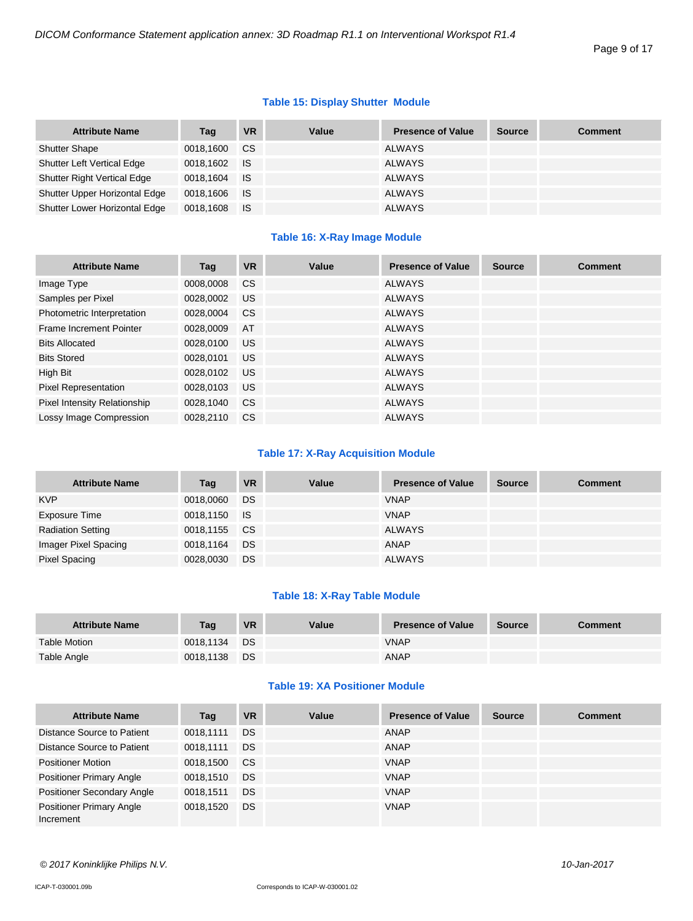**Table 15: Display Shutter Module**

| Attribute Name | Tag | VR | Value | Presence of Value | Source | Comment |
|---|---|---|---|---|---|---|
| Shutter Shape | 0018,1600 | CS | | ALWAYS | | |
| Shutter Left Vertical Edge | 0018,1602 | IS | | ALWAYS | | |
| Shutter Right Vertical Edge | 0018,1604 | IS | | ALWAYS | | |
| Shutter Upper Horizontal Edge | 0018,1606 | IS | | ALWAYS | | |
| Shutter Lower Horizontal Edge | 0018,1608 | IS | | ALWAYS | | |

**Table 16: X-Ray Image Module**

| Attribute Name | Tag | VR | Value | Presence of Value | Source | Comment |
|---|---|---|---|---|---|---|
| Image Type | 0008,0008 | CS | | ALWAYS | | |
| Samples per Pixel | 0028,0002 | US | | ALWAYS | | |
| Photometric Interpretation | 0028,0004 | CS | | ALWAYS | | |
| Frame Increment Pointer | 0028,0009 | AT | | ALWAYS | | |
| Bits Allocated | 0028,0100 | US | | ALWAYS | | |
| Bits Stored | 0028,0101 | US | | ALWAYS | | |
| High Bit | 0028,0102 | US | | ALWAYS | | |
| Pixel Representation | 0028,0103 | US | | ALWAYS | | |
| Pixel Intensity Relationship | 0028,1040 | CS | | ALWAYS | | |
| Lossy Image Compression | 0028,2110 | CS | | ALWAYS | | |

**Table 17: X-Ray Acquisition Module**

| Attribute Name | Tag | VR | Value | Presence of Value | Source | Comment |
|---|---|---|---|---|---|---|
| KVP | 0018,0060 | DS | | VNAP | | |
| Exposure Time | 0018,1150 | IS | | VNAP | | |
| Radiation Setting | 0018,1155 | CS | | ALWAYS | | |
| Imager Pixel Spacing | 0018,1164 | DS | | ANAP | | |
| Pixel Spacing | 0028,0030 | DS | | ALWAYS | | |

**Table 18: X-Ray Table Module**

| Attribute Name | Tag | VR | Value | Presence of Value | Source | Comment |
|---|---|---|---|---|---|---|
| Table Motion | 0018,1134 | DS | | VNAP | | |
| Table Angle | 0018,1138 | DS | | ANAP | | |

**Table 19: XA Positioner Module**

| Attribute Name | Tag | VR | Value | Presence of Value | Source | Comment |
|---|---|---|---|---|---|---|
| Distance Source to Patient | 0018,1111 | DS | | ANAP | | |
| Distance Source to Patient | 0018,1111 | DS | | ANAP | | |
| Positioner Motion | 0018,1500 | CS | | VNAP | | |
| Positioner Primary Angle | 0018,1510 | DS | | VNAP | | |
| Positioner Secondary Angle | 0018,1511 | DS | | VNAP | | |
| Positioner Primary Angle Increment | 0018,1520 | DS | | VNAP | | |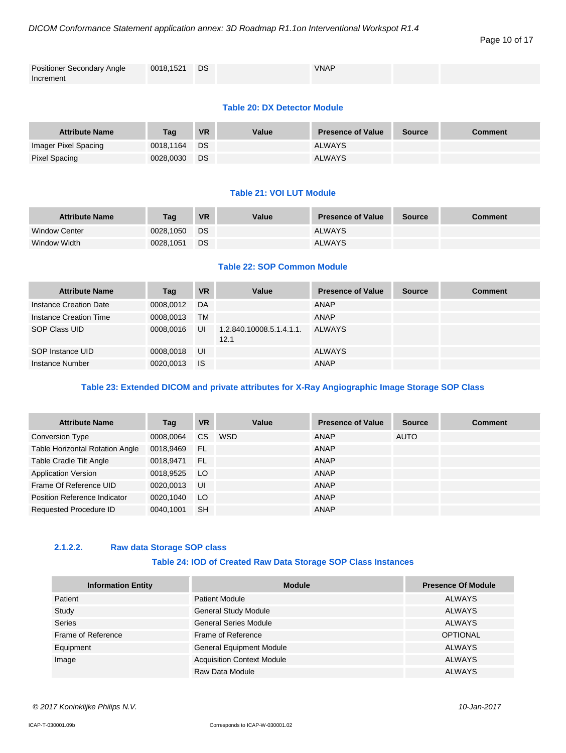| Attribute Name | Tag | VR | Value | Presence of Value | Source | Comment |
|---|---|---|---|---|---|---|
| Positioner Secondary Angle Increment | 0018,1521 | DS | | VNAP | | |

**Table 20: DX Detector Module**

| Attribute Name | Tag | VR | Value | Presence of Value | Source | Comment |
|---|---|---|---|---|---|---|
| Imager Pixel Spacing | 0018,1164 | DS | | ALWAYS | | |
| Pixel Spacing | 0028,0030 | DS | | ALWAYS | | |

**Table 21: VOI LUT Module**

| Attribute Name | Tag | VR | Value | Presence of Value | Source | Comment |
|---|---|---|---|---|---|---|
| Window Center | 0028,1050 | DS | | ALWAYS | | |
| Window Width | 0028,1051 | DS | | ALWAYS | | |

**Table 22: SOP Common Module**

| Attribute Name | Tag | VR | Value | Presence of Value | Source | Comment |
|---|---|---|---|---|---|---|
| Instance Creation Date | 0008,0012 | DA | | ANAP | | |
| Instance Creation Time | 0008,0013 | TM | | ANAP | | |
| SOP Class UID | 0008,0016 | UI | 1.2.840.10008.5.1.4.1.1.12.1 | ALWAYS | | |
| SOP Instance UID | 0008,0018 | UI | | ALWAYS | | |
| Instance Number | 0020,0013 | IS | | ANAP | | |

**Table 23: Extended DICOM and private attributes for X-Ray Angiographic Image Storage SOP Class**

| Attribute Name | Tag | VR | Value | Presence of Value | Source | Comment |
|---|---|---|---|---|---|---|
| Conversion Type | 0008,0064 | CS | WSD | ANAP | AUTO | |
| Table Horizontal Rotation Angle | 0018,9469 | FL | | ANAP | | |
| Table Cradle Tilt Angle | 0018,9471 | FL | | ANAP | | |
| Application Version | 0018,9525 | LO | | ANAP | | |
| Frame Of Reference UID | 0020,0013 | UI | | ANAP | | |
| Position Reference Indicator | 0020,1040 | LO | | ANAP | | |
| Requested Procedure ID | 0040,1001 | SH | | ANAP | | |

#### 2.1.2.2. Raw data Storage SOP class

**Table 24: IOD of Created Raw Data Storage SOP Class Instances**

| Information Entity | Module | Presence Of Module |
|---|---|---|
| Patient | Patient Module | ALWAYS |
| Study | General Study Module | ALWAYS |
| Series | General Series Module | ALWAYS |
| Frame of Reference | Frame of Reference | OPTIONAL |
| Equipment | General Equipment Module | ALWAYS |
| Image | Acquisition Context Module | ALWAYS |
| | Raw Data Module | ALWAYS |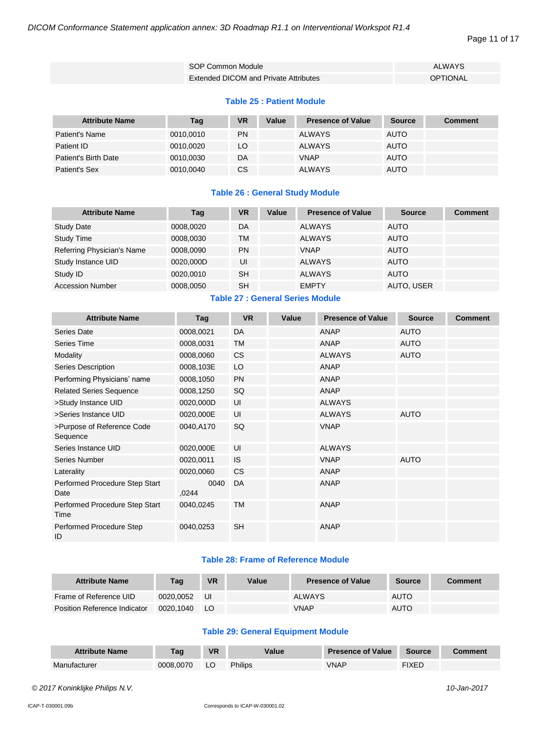| | SOP Common Module | ALWAYS |
|---|---|---|
| | Extended DICOM and Private Attributes | OPTIONAL |

**Table 25 : Patient Module**

| Attribute Name | Tag | VR | Value | Presence of Value | Source | Comment |
|---|---|---|---|---|---|---|
| Patient's Name | 0010,0010 | PN | | ALWAYS | AUTO | |
| Patient ID | 0010,0020 | LO | | ALWAYS | AUTO | |
| Patient's Birth Date | 0010,0030 | DA | | VNAP | AUTO | |
| Patient's Sex | 0010,0040 | CS | | ALWAYS | AUTO | |

**Table 26 : General Study Module**

| Attribute Name | Tag | VR | Value | Presence of Value | Source | Comment |
|---|---|---|---|---|---|---|
| Study Date | 0008,0020 | DA | | ALWAYS | AUTO | |
| Study Time | 0008,0030 | TM | | ALWAYS | AUTO | |
| Referring Physician's Name | 0008,0090 | PN | | VNAP | AUTO | |
| Study Instance UID | 0020,000D | UI | | ALWAYS | AUTO | |
| Study ID | 0020,0010 | SH | | ALWAYS | AUTO | |
| Accession Number | 0008,0050 | SH | | EMPTY | AUTO, USER | |

**Table 27 : General Series Module**

| Attribute Name | Tag | VR | Value | Presence of Value | Source | Comment |
|---|---|---|---|---|---|---|
| Series Date | 0008,0021 | DA | | ANAP | AUTO | |
| Series Time | 0008,0031 | TM | | ANAP | AUTO | |
| Modality | 0008,0060 | CS | | ALWAYS | AUTO | |
| Series Description | 0008,103E | LO | | ANAP | | |
| Performing Physicians' name | 0008,1050 | PN | | ANAP | | |
| Related Series Sequence | 0008,1250 | SQ | | ANAP | | |
| >Study Instance UID | 0020,000D | UI | | ALWAYS | | |
| >Series Instance UID | 0020,000E | UI | | ALWAYS | AUTO | |
| >Purpose of Reference Code Sequence | 0040,A170 | SQ | | VNAP | | |
| Series Instance UID | 0020,000E | UI | | ALWAYS | | |
| Series Number | 0020,0011 | IS | | VNAP | AUTO | |
| Laterality | 0020,0060 | CS | | ANAP | | |
| Performed Procedure Step Start Date | 0040 ,0244 | DA | | ANAP | | |
| Performed Procedure Step Start Time | 0040,0245 | TM | | ANAP | | |
| Performed Procedure Step ID | 0040,0253 | SH | | ANAP | | |

**Table 28: Frame of Reference Module**

| Attribute Name | Tag | VR | Value | Presence of Value | Source | Comment |
|---|---|---|---|---|---|---|
| Frame of Reference UID | 0020,0052 | UI | | ALWAYS | AUTO | |
| Position Reference Indicator | 0020,1040 | LO | | VNAP | AUTO | |

**Table 29: General Equipment Module**

| Attribute Name | Tag | VR | Value | Presence of Value | Source | Comment |
|---|---|---|---|---|---|---|
| Manufacturer | 0008,0070 | LO | Philips | VNAP | FIXED | |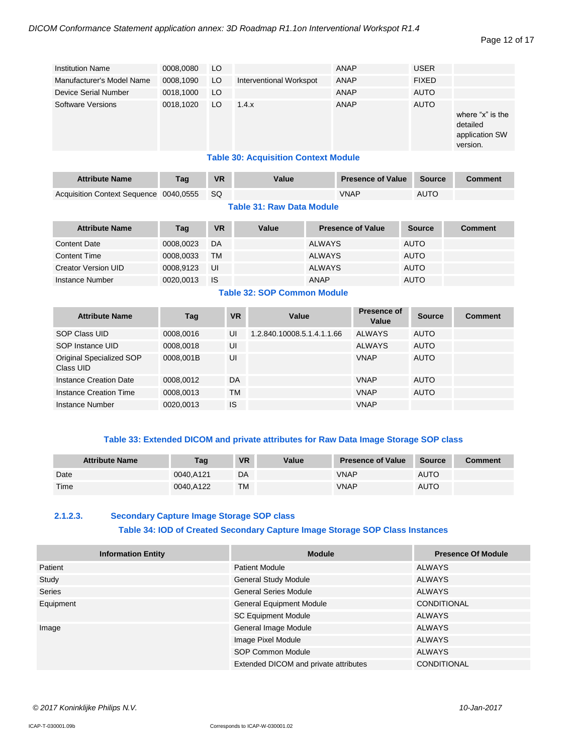| Institution Name | 0008,0080 | LO | | ANAP | USER | |
|---|---|---|---|---|---|---|
| Manufacturer's Model Name | 0008,1090 | LO | Interventional Workspot | ANAP | FIXED | |
| Device Serial Number | 0018,1000 | LO | | ANAP | AUTO | |
| Software Versions | 0018,1020 | LO | 1.4.x | ANAP | AUTO | where "x" is the detailed application SW version. |

**Table 30: Acquisition Context Module**

| Attribute Name | Tag | VR | Value | Presence of Value | Source | Comment |
|---|---|---|---|---|---|---|
| Acquisition Context Sequence | 0040,0555 | SQ | | VNAP | AUTO | |

**Table 31: Raw Data Module**

| Attribute Name | Tag | VR | Value | Presence of Value | Source | Comment |
|---|---|---|---|---|---|---|
| Content Date | 0008,0023 | DA | | ALWAYS | AUTO | |
| Content Time | 0008,0033 | TM | | ALWAYS | AUTO | |
| Creator Version UID | 0008,9123 | UI | | ALWAYS | AUTO | |
| Instance Number | 0020,0013 | IS | | ANAP | AUTO | |

**Table 32: SOP Common Module**

| Attribute Name | Tag | VR | Value | Presence of Value | Source | Comment |
|---|---|---|---|---|---|---|
| SOP Class UID | 0008,0016 | UI | 1.2.840.10008.5.1.4.1.1.66 | ALWAYS | AUTO | |
| SOP Instance UID | 0008,0018 | UI | | ALWAYS | AUTO | |
| Original Specialized SOP Class UID | 0008,001B | UI | | VNAP | AUTO | |
| Instance Creation Date | 0008,0012 | DA | | VNAP | AUTO | |
| Instance Creation Time | 0008,0013 | TM | | VNAP | AUTO | |
| Instance Number | 0020,0013 | IS | | VNAP | | |

**Table 33: Extended DICOM and private attributes for Raw Data Image Storage SOP class**

| Attribute Name | Tag | VR | Value | Presence of Value | Source | Comment |
|---|---|---|---|---|---|---|
| Date | 0040,A121 | DA | | VNAP | AUTO | |
| Time | 0040,A122 | TM | | VNAP | AUTO | |

#### 2.1.2.3. Secondary Capture Image Storage SOP class

**Table 34: IOD of Created Secondary Capture Image Storage SOP Class Instances**

| Information Entity | Module | Presence Of Module |
|---|---|---|
| Patient | Patient Module | ALWAYS |
| Study | General Study Module | ALWAYS |
| Series | General Series Module | ALWAYS |
| Equipment | General Equipment Module | CONDITIONAL |
| | SC Equipment Module | ALWAYS |
| Image | General Image Module | ALWAYS |
| | Image Pixel Module | ALWAYS |
| | SOP Common Module | ALWAYS |
| | Extended DICOM and private attributes | CONDITIONAL |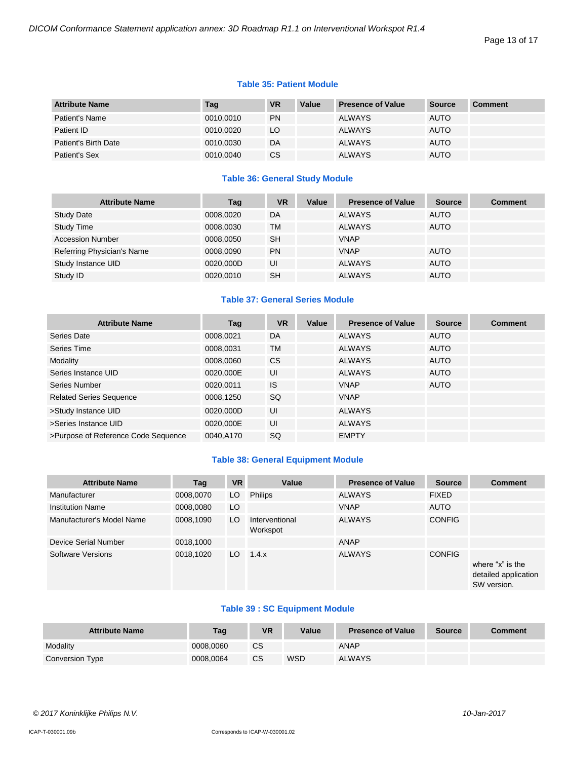**Table 35: Patient Module**

| Attribute Name | Tag | VR | Value | Presence of Value | Source | Comment |
|---|---|---|---|---|---|---|
| Patient's Name | 0010,0010 | PN | | ALWAYS | AUTO | |
| Patient ID | 0010,0020 | LO | | ALWAYS | AUTO | |
| Patient's Birth Date | 0010,0030 | DA | | ALWAYS | AUTO | |
| Patient's Sex | 0010,0040 | CS | | ALWAYS | AUTO | |

**Table 36: General Study Module**

| Attribute Name | Tag | VR | Value | Presence of Value | Source | Comment |
|---|---|---|---|---|---|---|
| Study Date | 0008,0020 | DA | | ALWAYS | AUTO | |
| Study Time | 0008,0030 | TM | | ALWAYS | AUTO | |
| Accession Number | 0008,0050 | SH | | VNAP | | |
| Referring Physician's Name | 0008,0090 | PN | | VNAP | AUTO | |
| Study Instance UID | 0020,000D | UI | | ALWAYS | AUTO | |
| Study ID | 0020,0010 | SH | | ALWAYS | AUTO | |

**Table 37: General Series Module**

| Attribute Name | Tag | VR | Value | Presence of Value | Source | Comment |
|---|---|---|---|---|---|---|
| Series Date | 0008,0021 | DA | | ALWAYS | AUTO | |
| Series Time | 0008,0031 | TM | | ALWAYS | AUTO | |
| Modality | 0008,0060 | CS | | ALWAYS | AUTO | |
| Series Instance UID | 0020,000E | UI | | ALWAYS | AUTO | |
| Series Number | 0020,0011 | IS | | VNAP | AUTO | |
| Related Series Sequence | 0008,1250 | SQ | | VNAP | | |
| >Study Instance UID | 0020,000D | UI | | ALWAYS | | |
| >Series Instance UID | 0020,000E | UI | | ALWAYS | | |
| >Purpose of Reference Code Sequence | 0040,A170 | SQ | | EMPTY | | |

**Table 38: General Equipment Module**

| Attribute Name | Tag | VR | Value | Presence of Value | Source | Comment |
|---|---|---|---|---|---|---|
| Manufacturer | 0008,0070 | LO | Philips | ALWAYS | FIXED | |
| Institution Name | 0008,0080 | LO | | VNAP | AUTO | |
| Manufacturer's Model Name | 0008,1090 | LO | Interventional Workspot | ALWAYS | CONFIG | |
| Device Serial Number | 0018,1000 | | | ANAP | | |
| Software Versions | 0018,1020 | LO | 1.4.x | ALWAYS | CONFIG | where “x” is the detailed application SW version. |

**Table 39 : SC Equipment Module**

| Attribute Name | Tag | VR | Value | Presence of Value | Source | Comment |
|---|---|---|---|---|---|---|
| Modality | 0008,0060 | CS | | ANAP | | |
| Conversion Type | 0008,0064 | CS | WSD | ALWAYS | | |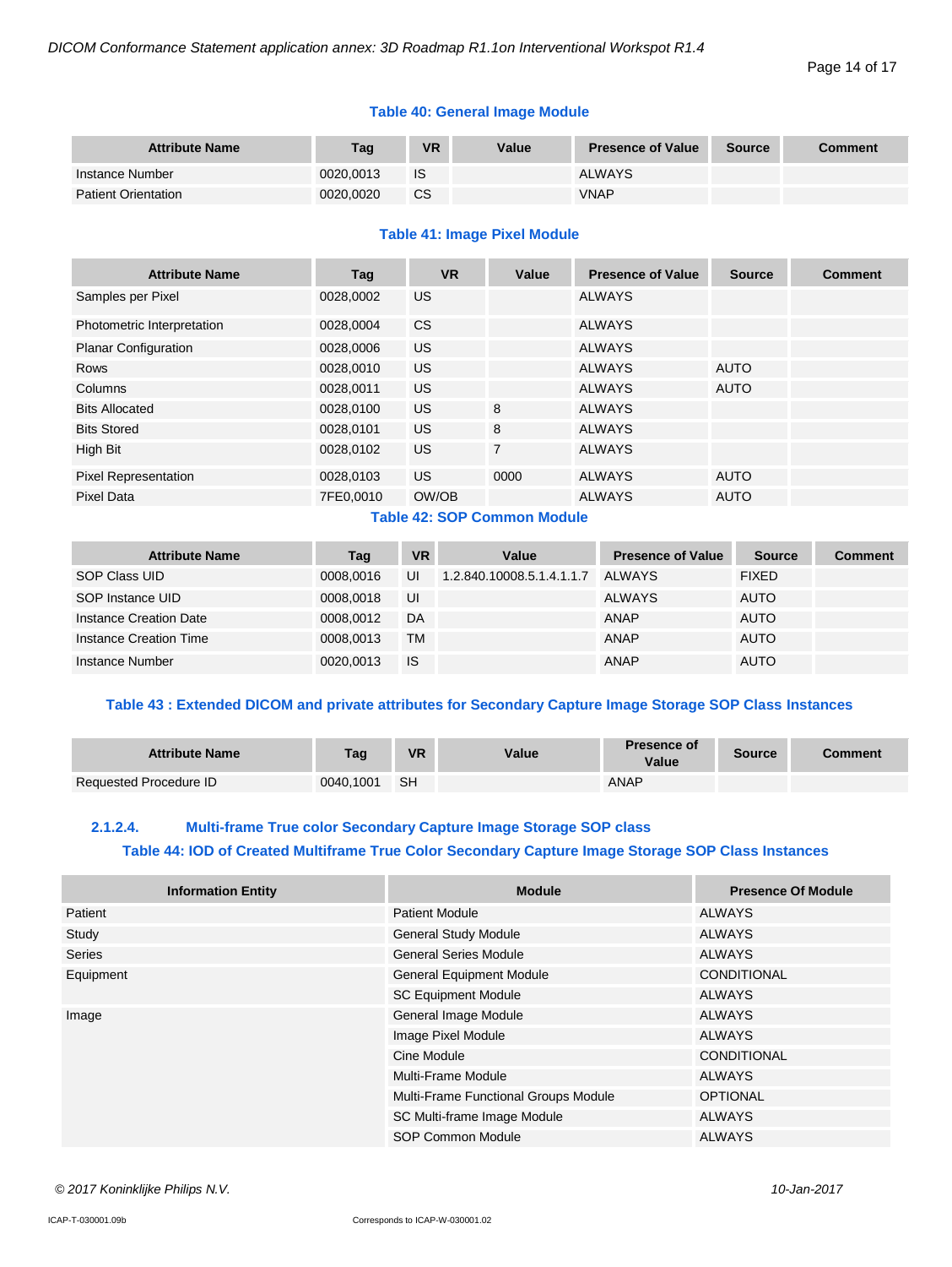**Table 40: General Image Module**

| Attribute Name | Tag | VR | Value | Presence of Value | Source | Comment |
|---|---|---|---|---|---|---|
| Instance Number | 0020,0013 | IS | | ALWAYS | | |
| Patient Orientation | 0020,0020 | CS | | VNAP | | |

**Table 41: Image Pixel Module**

| Attribute Name | Tag | VR | Value | Presence of Value | Source | Comment |
|---|---|---|---|---|---|---|
| Samples per Pixel | 0028,0002 | US | | ALWAYS | | |
| Photometric Interpretation | 0028,0004 | CS | | ALWAYS | | |
| Planar Configuration | 0028,0006 | US | | ALWAYS | | |
| Rows | 0028,0010 | US | | ALWAYS | AUTO | |
| Columns | 0028,0011 | US | | ALWAYS | AUTO | |
| Bits Allocated | 0028,0100 | US | 8 | ALWAYS | | |
| Bits Stored | 0028,0101 | US | 8 | ALWAYS | | |
| High Bit | 0028,0102 | US | 7 | ALWAYS | | |
| Pixel Representation | 0028,0103 | US | 0000 | ALWAYS | AUTO | |
| Pixel Data | 7FE0,0010 | OW/OB | | ALWAYS | AUTO | |

**Table 42: SOP Common Module**

| Attribute Name | Tag | VR | Value | Presence of Value | Source | Comment |
|---|---|---|---|---|---|---|
| SOP Class UID | 0008,0016 | UI | 1.2.840.10008.5.1.4.1.1.7 | ALWAYS | FIXED | |
| SOP Instance UID | 0008,0018 | UI | | ALWAYS | AUTO | |
| Instance Creation Date | 0008,0012 | DA | | ANAP | AUTO | |
| Instance Creation Time | 0008,0013 | TM | | ANAP | AUTO | |
| Instance Number | 0020,0013 | IS | | ANAP | AUTO | |

**Table 43 : Extended DICOM and private attributes for Secondary Capture Image Storage SOP Class Instances**

| Attribute Name | Tag | VR | Value | Presence of Value | Source | Comment |
|---|---|---|---|---|---|---|
| Requested Procedure ID | 0040,1001 | SH | | ANAP | | |

#### 2.1.2.4. Multi-frame True color Secondary Capture Image Storage SOP class

**Table 44: IOD of Created Multiframe True Color Secondary Capture Image Storage SOP Class Instances**

| Information Entity | Module | Presence Of Module |
|---|---|---|
| Patient | Patient Module | ALWAYS |
| Study | General Study Module | ALWAYS |
| Series | General Series Module | ALWAYS |
| Equipment | General Equipment Module | CONDITIONAL |
| | SC Equipment Module | ALWAYS |
| Image | General Image Module | ALWAYS |
| | Image Pixel Module | ALWAYS |
| | Cine Module | CONDITIONAL |
| | Multi-Frame Module | ALWAYS |
| | Multi-Frame Functional Groups Module | OPTIONAL |
| | SC Multi-frame Image Module | ALWAYS |
| | SOP Common Module | ALWAYS |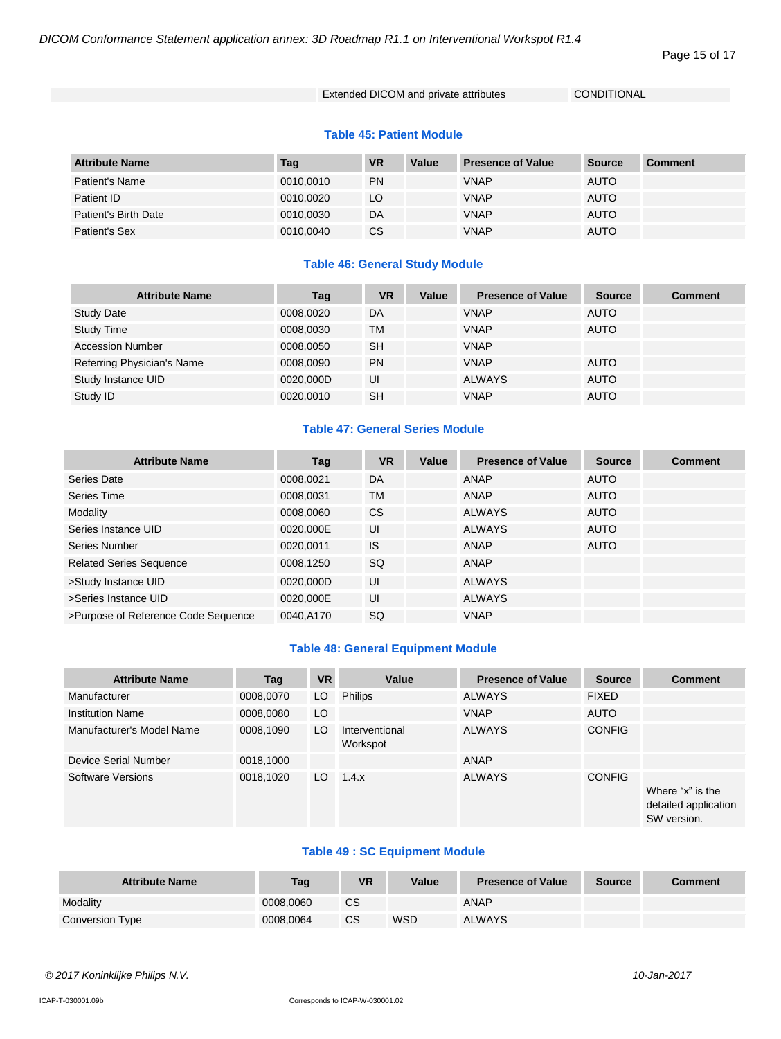| | Extended DICOM and private attributes | CONDITIONAL |
|---|---|---|

**Table 45: Patient Module**

| Attribute Name | Tag | VR | Value | Presence of Value | Source | Comment |
|---|---|---|---|---|---|---|
| Patient's Name | 0010,0010 | PN | | VNAP | AUTO | |
| Patient ID | 0010,0020 | LO | | VNAP | AUTO | |
| Patient's Birth Date | 0010,0030 | DA | | VNAP | AUTO | |
| Patient's Sex | 0010,0040 | CS | | VNAP | AUTO | |

**Table 46: General Study Module**

| Attribute Name | Tag | VR | Value | Presence of Value | Source | Comment |
|---|---|---|---|---|---|---|
| Study Date | 0008,0020 | DA | | VNAP | AUTO | |
| Study Time | 0008,0030 | TM | | VNAP | AUTO | |
| Accession Number | 0008,0050 | SH | | VNAP | | |
| Referring Physician's Name | 0008,0090 | PN | | VNAP | AUTO | |
| Study Instance UID | 0020,000D | UI | | ALWAYS | AUTO | |
| Study ID | 0020,0010 | SH | | VNAP | AUTO | |

**Table 47: General Series Module**

| Attribute Name | Tag | VR | Value | Presence of Value | Source | Comment |
|---|---|---|---|---|---|---|
| Series Date | 0008,0021 | DA | | ANAP | AUTO | |
| Series Time | 0008,0031 | TM | | ANAP | AUTO | |
| Modality | 0008,0060 | CS | | ALWAYS | AUTO | |
| Series Instance UID | 0020,000E | UI | | ALWAYS | AUTO | |
| Series Number | 0020,0011 | IS | | ANAP | AUTO | |
| Related Series Sequence | 0008,1250 | SQ | | ANAP | | |
| >Study Instance UID | 0020,000D | UI | | ALWAYS | | |
| >Series Instance UID | 0020,000E | UI | | ALWAYS | | |
| >Purpose of Reference Code Sequence | 0040,A170 | SQ | | VNAP | | |

**Table 48: General Equipment Module**

| Attribute Name | Tag | VR | Value | Presence of Value | Source | Comment |
|---|---|---|---|---|---|---|
| Manufacturer | 0008,0070 | LO | Philips | ALWAYS | FIXED | |
| Institution Name | 0008,0080 | LO | | VNAP | AUTO | |
| Manufacturer's Model Name | 0008,1090 | LO | Interventional Workspot | ALWAYS | CONFIG | |
| Device Serial Number | 0018,1000 | | | ANAP | | |
| Software Versions | 0018,1020 | LO | 1.4.x | ALWAYS | CONFIG | Where "x" is the detailed application SW version. |

**Table 49 : SC Equipment Module**

| Attribute Name | Tag | VR | Value | Presence of Value | Source | Comment |
|---|---|---|---|---|---|---|
| Modality | 0008,0060 | CS | | ANAP | | |
| Conversion Type | 0008,0064 | CS | WSD | ALWAYS | | |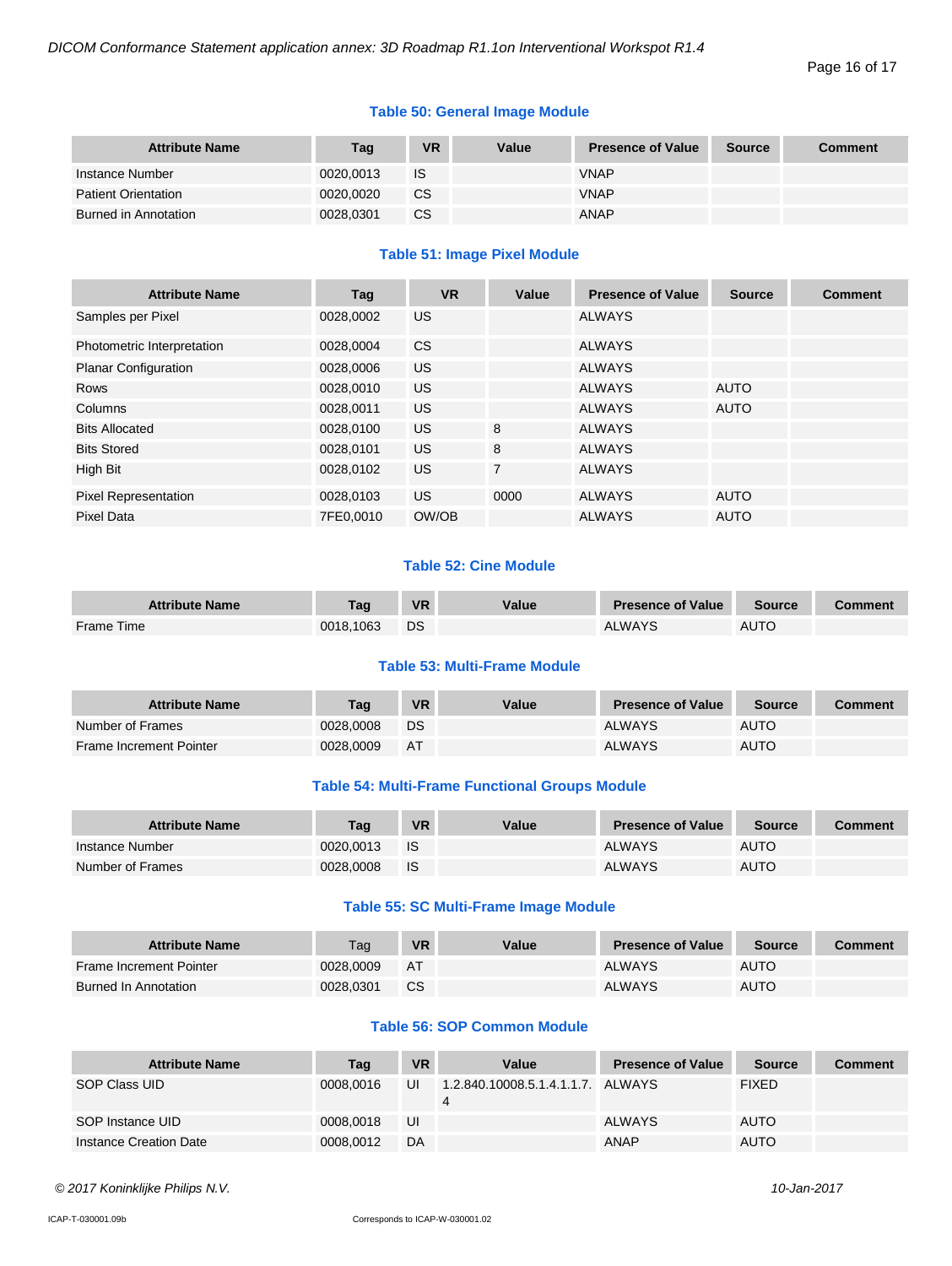### Table 50: General Image Module

| Attribute Name | Tag | VR | Value | Presence of Value | Source | Comment |
|---|---|---|---|---|---|---|
| Instance Number | 0020,0013 | IS | | VNAP | | |
| Patient Orientation | 0020,0020 | CS | | VNAP | | |
| Burned in Annotation | 0028,0301 | CS | | ANAP | | |

### Table 51: Image Pixel Module

| Attribute Name | Tag | VR | Value | Presence of Value | Source | Comment |
|---|---|---|---|---|---|---|
| Samples per Pixel | 0028,0002 | US | | ALWAYS | | |
| Photometric Interpretation | 0028,0004 | CS | | ALWAYS | | |
| Planar Configuration | 0028,0006 | US | | ALWAYS | | |
| Rows | 0028,0010 | US | | ALWAYS | AUTO | |
| Columns | 0028,0011 | US | | ALWAYS | AUTO | |
| Bits Allocated | 0028,0100 | US | 8 | ALWAYS | | |
| Bits Stored | 0028,0101 | US | 8 | ALWAYS | | |
| High Bit | 0028,0102 | US | 7 | ALWAYS | | |
| Pixel Representation | 0028,0103 | US | 0000 | ALWAYS | AUTO | |
| Pixel Data | 7FE0,0010 | OW/OB | | ALWAYS | AUTO | |

### Table 52: Cine Module

| Attribute Name | Tag | VR | Value | Presence of Value | Source | Comment |
|---|---|---|---|---|---|---|
| Frame Time | 0018,1063 | DS | | ALWAYS | AUTO | |

### Table 53: Multi-Frame Module

| Attribute Name | Tag | VR | Value | Presence of Value | Source | Comment |
|---|---|---|---|---|---|---|
| Number of Frames | 0028,0008 | DS | | ALWAYS | AUTO | |
| Frame Increment Pointer | 0028,0009 | AT | | ALWAYS | AUTO | |

### Table 54: Multi-Frame Functional Groups Module

| Attribute Name | Tag | VR | Value | Presence of Value | Source | Comment |
|---|---|---|---|---|---|---|
| Instance Number | 0020,0013 | IS | | ALWAYS | AUTO | |
| Number of Frames | 0028,0008 | IS | | ALWAYS | AUTO | |

### Table 55: SC Multi-Frame Image Module

| Attribute Name | Tag | VR | Value | Presence of Value | Source | Comment |
|---|---|---|---|---|---|---|
| Frame Increment Pointer | 0028,0009 | AT | | ALWAYS | AUTO | |
| Burned In Annotation | 0028,0301 | CS | | ALWAYS | AUTO | |

### Table 56: SOP Common Module

| Attribute Name | Tag | VR | Value | Presence of Value | Source | Comment |
|---|---|---|---|---|---|---|
| SOP Class UID | 0008,0016 | UI | 1.2.840.10008.5.1.4.1.1.7.4 | ALWAYS | FIXED | |
| SOP Instance UID | 0008,0018 | UI | | ALWAYS | AUTO | |
| Instance Creation Date | 0008,0012 | DA | | ANAP | AUTO | |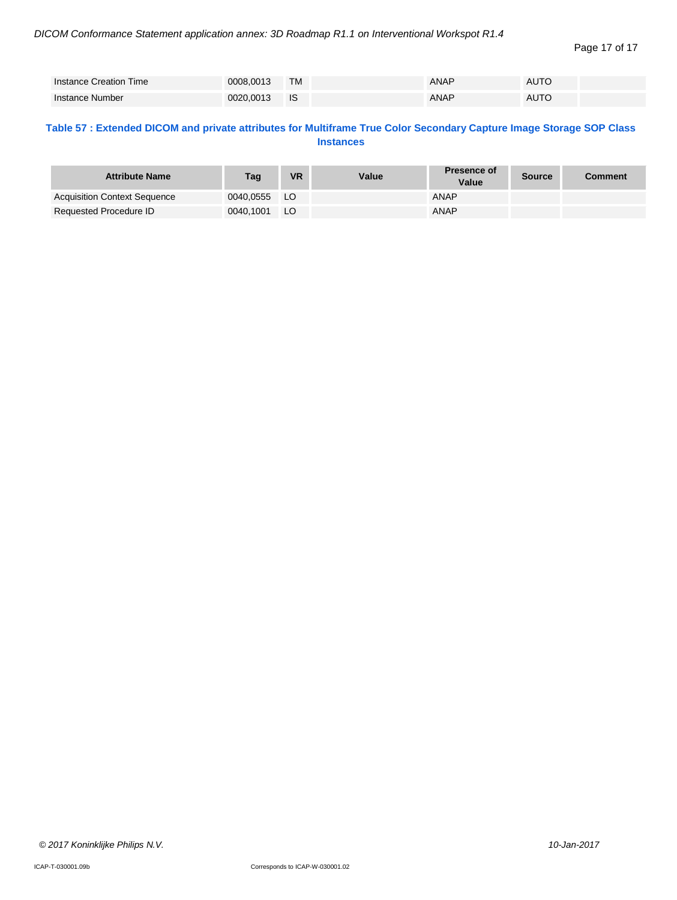| | | | | | | |
|---|---|---|---|---|---|---|
| Instance Creation Time | 0008,0013 | TM | | ANAP | AUTO | |
| Instance Number | 0020,0013 | IS | | ANAP | AUTO | |

**Table 57 : Extended DICOM and private attributes for Multiframe True Color Secondary Capture Image Storage SOP Class Instances**

| Attribute Name | Tag | VR | Value | Presence of Value | Source | Comment |
|---|---|---|---|---|---|---|
| Acquisition Context Sequence | 0040,0555 | LO | | ANAP | | |
| Requested Procedure ID | 0040,1001 | LO | | ANAP | | |